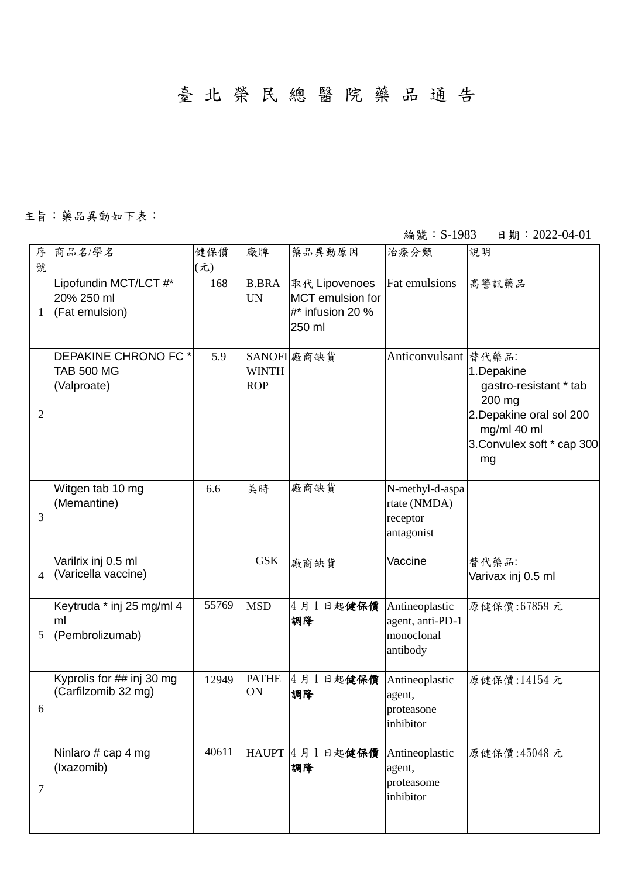# 臺北榮民總醫院藥品通告

主旨：藥品異動如下表：

編號：S-1983　日期：2022-04-01

| 序號 | 商品名/學名 | 健保價(元) | 廠牌 | 藥品異動原因 | 治療分類 | 說明 |
|---|---|---|---|---|---|---|
| 1 | Lipofundin MCT/LCT #* 20% 250 ml (Fat emulsion) | 168 | B.BRAUN | 取代 Lipovenoes MCT emulsion for #* infusion 20 % 250 ml | Fat emulsions | 高警訊藥品 |
| 2 | DEPAKINE CHRONO FC * TAB 500 MG (Valproate) | 5.9 | SANOFI WINTHROP | 廠商缺貨 | Anticonvulsant | 替代藥品:<br>1.Depakine gastro-resistant * tab 200 mg<br>2.Depakine oral sol 200 mg/ml 40 ml<br>3.Convulex soft * cap 300 mg |
| 3 | Witgen tab 10 mg (Memantine) | 6.6 | 美時 | 廠商缺貨 | N-methyl-d-aspartate (NMDA) receptor antagonist | |
| 4 | Varilrix inj 0.5 ml (Varicella vaccine) | | GSK | 廠商缺貨 | Vaccine | 替代藥品:<br>Varivax inj 0.5 ml |
| 5 | Keytruda * inj 25 mg/ml 4 ml (Pembrolizumab) | 55769 | MSD | 4 月 1 日起**健保價調降** | Antineoplastic agent, anti-PD-1 monoclonal antibody | 原健保價:67859 元 |
| 6 | Kyprolis for ## inj 30 mg (Carfilzomib 32 mg) | 12949 | PATHEON | 4 月 1 日起**健保價調降** | Antineoplastic agent, proteasone inhibitor | 原健保價:14154 元 |
| 7 | Ninlaro # cap 4 mg (Ixazomib) | 40611 | HAUPT | 4 月 1 日起**健保價調降** | Antineoplastic agent, proteasome inhibitor | 原健保價:45048 元 |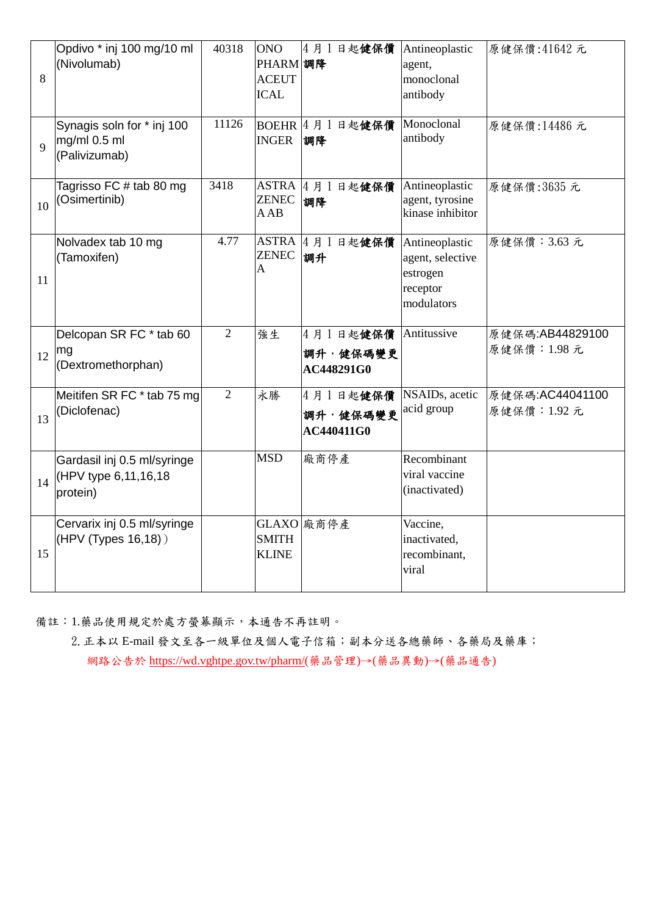| | | | | | | |
|---|---|---|---|---|---|---|
| 8 | Opdivo * inj 100 mg/10 ml (Nivolumab) | 40318 | ONO PHARMACEUTICAL | 4 月 1 日起**健保價調降** | Antineoplastic agent, monoclonal antibody | 原健保價:41642 元 |
| 9 | Synagis soln for * inj 100 mg/ml 0.5 ml (Palivizumab) | 11126 | BOEHRINGER | 4 月 1 日起**健保價調降** | Monoclonal antibody | 原健保價:14486 元 |
| 10 | Tagrisso FC # tab 80 mg (Osimertinib) | 3418 | ASTRAZENECAAB | 4 月 1 日起**健保價調降** | Antineoplastic agent, tyrosine kinase inhibitor | 原健保價:3635 元 |
| 11 | Nolvadex tab 10 mg (Tamoxifen) | 4.77 | ASTRAZENECA | 4 月 1 日起**健保價調升** | Antineoplastic agent, selective estrogen receptor modulators | 原健保價：3.63 元 |
| 12 | Delcopan SR FC * tab 60 mg (Dextromethorphan) | 2 | 強生 | 4 月 1 日起**健保價調升，健保碼變更 AC448291G0** | Antitussive | 原健保碼:AB44829100<br>原健保價：1.98 元 |
| 13 | Meitifen SR FC * tab 75 mg (Diclofenac) | 2 | 永勝 | 4 月 1 日起**健保價調升，健保碼變更 AC440411G0** | NSAIDs, acetic acid group | 原健保碼:AC44041100<br>原健保價：1.92 元 |
| 14 | Gardasil inj 0.5 ml/syringe (HPV type 6,11,16,18 protein) | | MSD | 廠商停產 | Recombinant viral vaccine (inactivated) | |
| 15 | Cervarix inj 0.5 ml/syringe (HPV (Types 16,18)) | | GLAXO SMITH KLINE | 廠商停產 | Vaccine, inactivated, recombinant, viral | |

備註：1.藥品使用規定於處方螢幕顯示，本通告不再註明。

2. 正本以 E-mail 發文至各一級單位及個人電子信箱；副本分送各總藥師、各藥局及藥庫；

網路公告於 https://wd.vghtpe.gov.tw/pharm/(藥品管理)→(藥品異動)→(藥品通告)